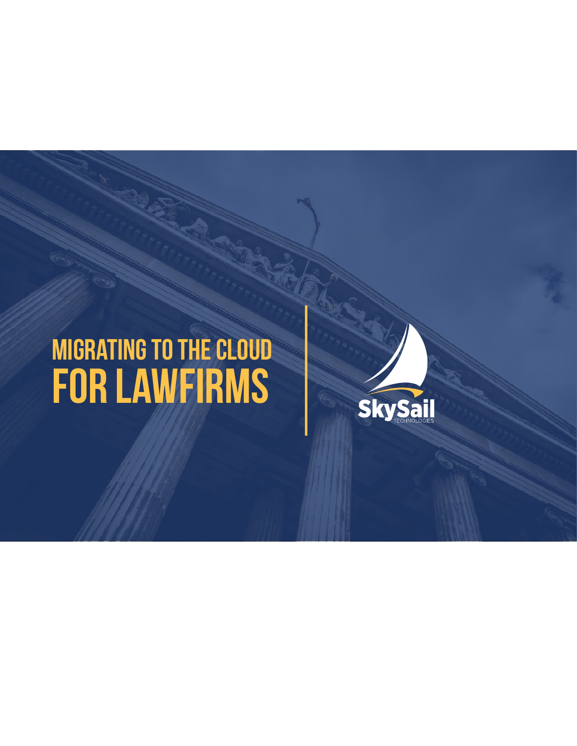# MIGRATING TO THE CLOUD
# FOR LAWFIRMS

SkySail
TECHNOLOGIES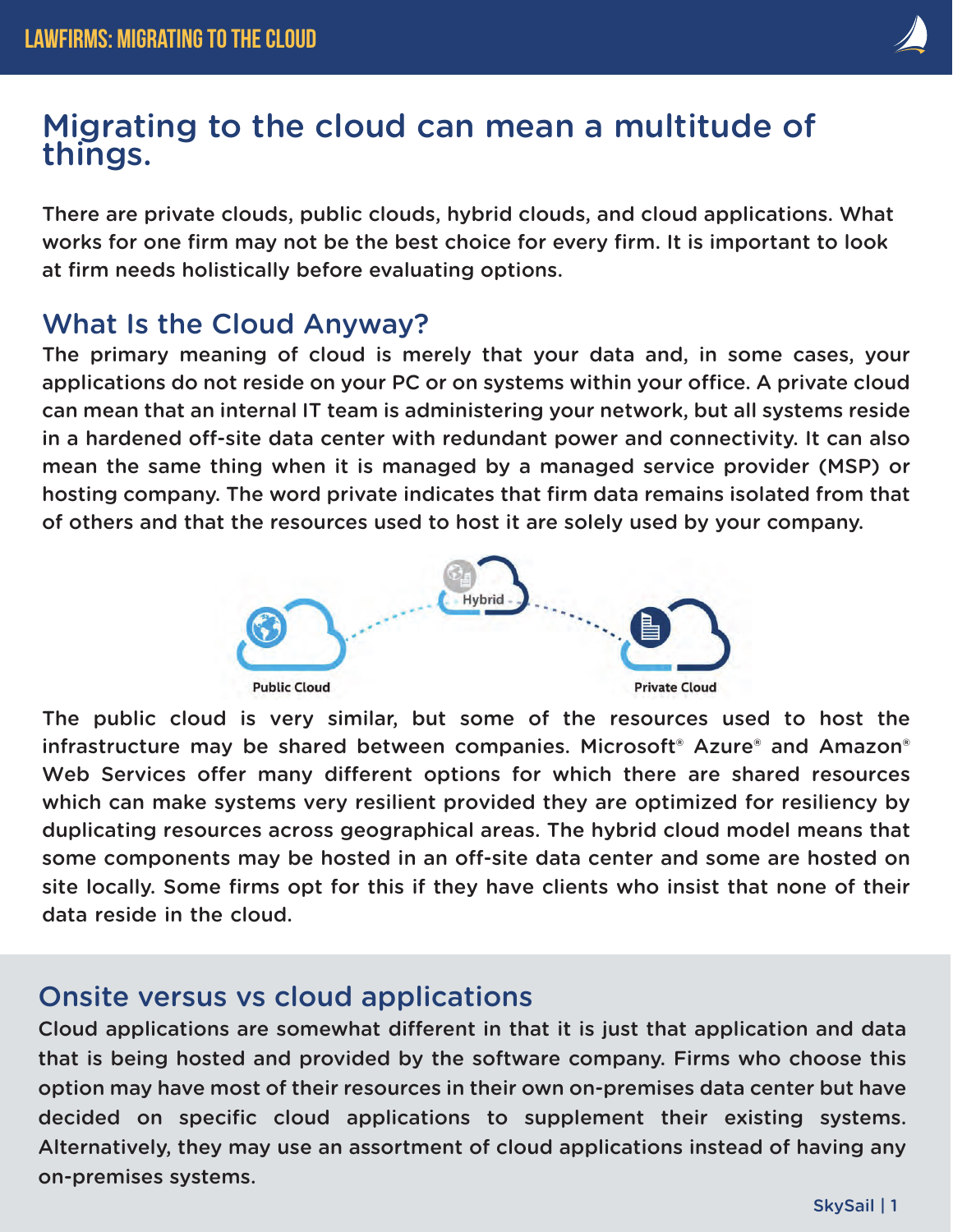# Migrating to the cloud can mean a multitude of things.

There are private clouds, public clouds, hybrid clouds, and cloud applications. What works for one firm may not be the best choice for every firm. It is important to look at firm needs holistically before evaluating options.

## What Is the Cloud Anyway?

The primary meaning of cloud is merely that your data and, in some cases, your applications do not reside on your PC or on systems within your office. A private cloud can mean that an internal IT team is administering your network, but all systems reside in a hardened off-site data center with redundant power and connectivity. It can also mean the same thing when it is managed by a managed service provider (MSP) or hosting company. The word private indicates that firm data remains isolated from that of others and that the resources used to host it are solely used by your company.

The public cloud is very similar, but some of the resources used to host the infrastructure may be shared between companies. Microsoft® Azure® and Amazon® Web Services offer many different options for which there are shared resources which can make systems very resilient provided they are optimized for resiliency by duplicating resources across geographical areas. The hybrid cloud model means that some components may be hosted in an off-site data center and some are hosted on site locally. Some firms opt for this if they have clients who insist that none of their data reside in the cloud.

## Onsite versus vs cloud applications

Cloud applications are somewhat different in that it is just that application and data that is being hosted and provided by the software company. Firms who choose this option may have most of their resources in their own on-premises data center but have decided on specific cloud applications to supplement their existing systems. Alternatively, they may use an assortment of cloud applications instead of having any on-premises systems.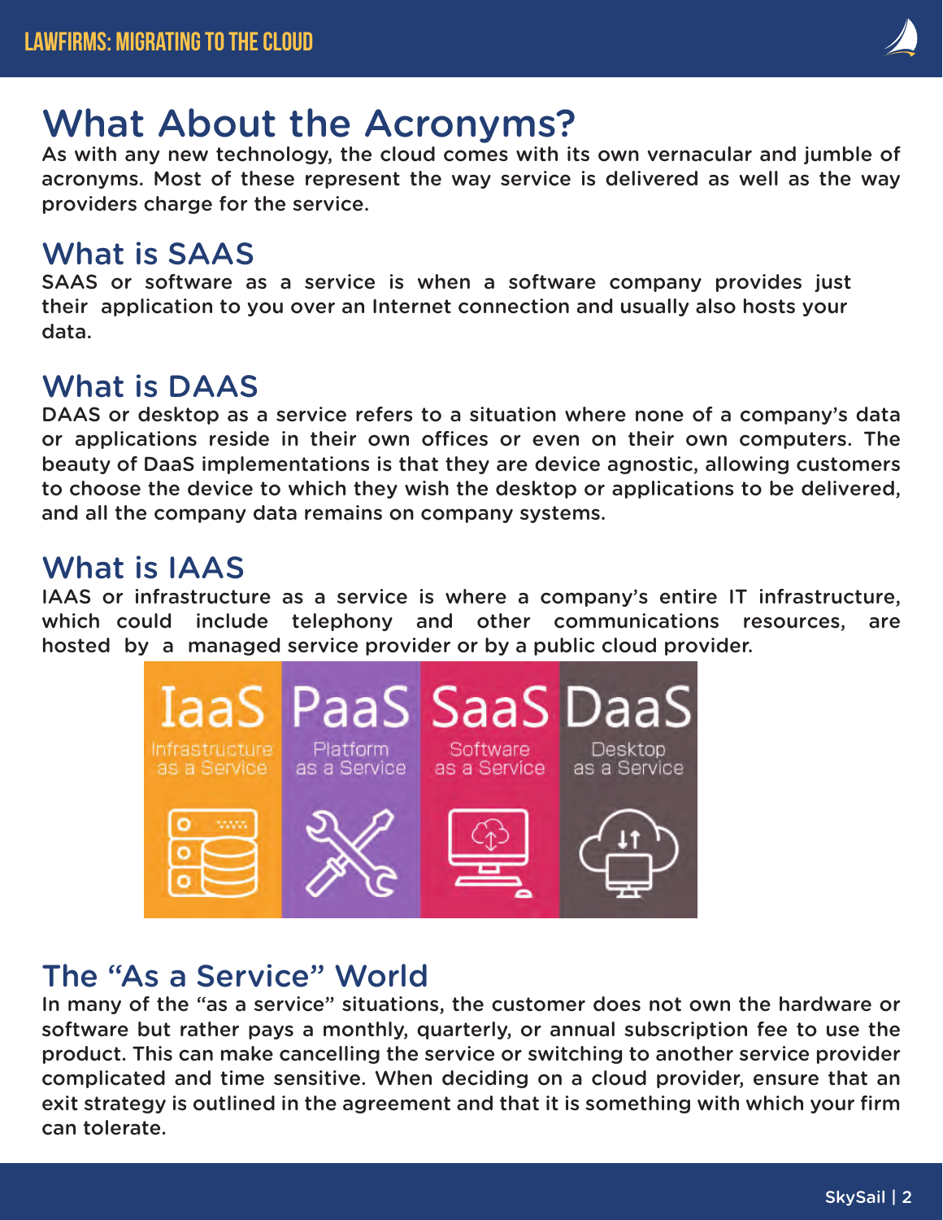# What About the Acronyms?

As with any new technology, the cloud comes with its own vernacular and jumble of acronyms. Most of these represent the way service is delivered as well as the way providers charge for the service.

## What is SAAS

SAAS or software as a service is when a software company provides just their application to you over an Internet connection and usually also hosts your data.

## What is DAAS

DAAS or desktop as a service refers to a situation where none of a company's data or applications reside in their own offices or even on their own computers. The beauty of DaaS implementations is that they are device agnostic, allowing customers to choose the device to which they wish the desktop or applications to be delivered, and all the company data remains on company systems.

## What is IAAS

IAAS or infrastructure as a service is where a company's entire IT infrastructure, which could include telephony and other communications resources, are hosted by a managed service provider or by a public cloud provider.

IaaS Infrastructure as a Service | PaaS Platform as a Service | SaaS Software as a Service | DaaS Desktop as a Service

## The "As a Service" World

In many of the "as a service" situations, the customer does not own the hardware or software but rather pays a monthly, quarterly, or annual subscription fee to use the product. This can make cancelling the service or switching to another service provider complicated and time sensitive. When deciding on a cloud provider, ensure that an exit strategy is outlined in the agreement and that it is something with which your firm can tolerate.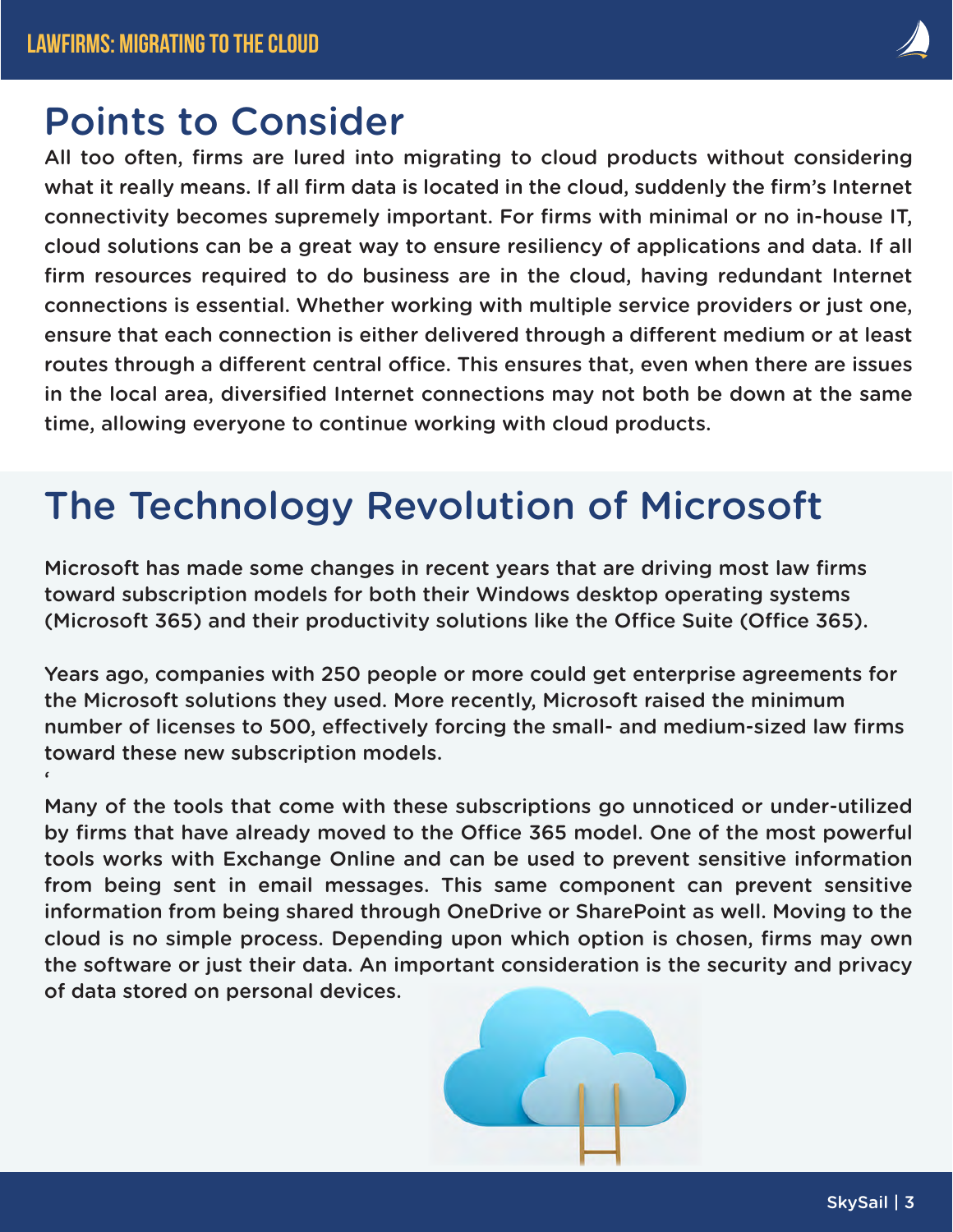## Points to Consider

All too often, firms are lured into migrating to cloud products without considering what it really means. If all firm data is located in the cloud, suddenly the firm's Internet connectivity becomes supremely important. For firms with minimal or no in-house IT, cloud solutions can be a great way to ensure resiliency of applications and data. If all firm resources required to do business are in the cloud, having redundant Internet connections is essential. Whether working with multiple service providers or just one, ensure that each connection is either delivered through a different medium or at least routes through a different central office. This ensures that, even when there are issues in the local area, diversified Internet connections may not both be down at the same time, allowing everyone to continue working with cloud products.

## The Technology Revolution of Microsoft

Microsoft has made some changes in recent years that are driving most law firms toward subscription models for both their Windows desktop operating systems (Microsoft 365) and their productivity solutions like the Office Suite (Office 365).

Years ago, companies with 250 people or more could get enterprise agreements for the Microsoft solutions they used. More recently, Microsoft raised the minimum number of licenses to 500, effectively forcing the small- and medium-sized law firms toward these new subscription models.

‘

Many of the tools that come with these subscriptions go unnoticed or under-utilized by firms that have already moved to the Office 365 model. One of the most powerful tools works with Exchange Online and can be used to prevent sensitive information from being sent in email messages. This same component can prevent sensitive information from being shared through OneDrive or SharePoint as well. Moving to the cloud is no simple process. Depending upon which option is chosen, firms may own the software or just their data. An important consideration is the security and privacy of data stored on personal devices.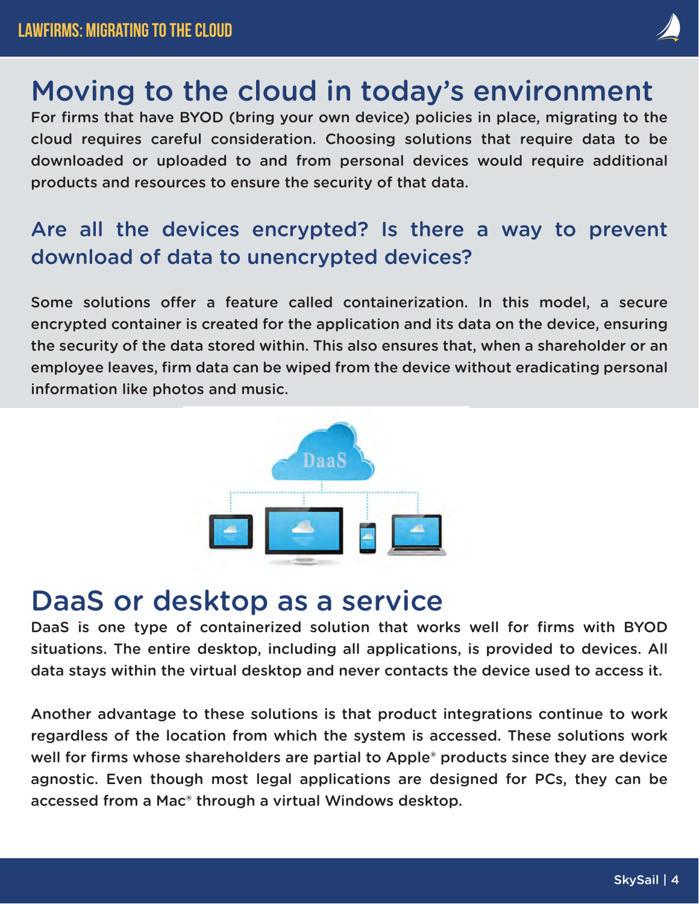# Moving to the cloud in today's environment

For firms that have BYOD (bring your own device) policies in place, migrating to the cloud requires careful consideration. Choosing solutions that require data to be downloaded or uploaded to and from personal devices would require additional products and resources to ensure the security of that data.

## Are all the devices encrypted? Is there a way to prevent download of data to unencrypted devices?

Some solutions offer a feature called containerization. In this model, a secure encrypted container is created for the application and its data on the device, ensuring the security of the data stored within. This also ensures that, when a shareholder or an employee leaves, firm data can be wiped from the device without eradicating personal information like photos and music.

# DaaS or desktop as a service

DaaS is one type of containerized solution that works well for firms with BYOD situations. The entire desktop, including all applications, is provided to devices. All data stays within the virtual desktop and never contacts the device used to access it.

Another advantage to these solutions is that product integrations continue to work regardless of the location from which the system is accessed. These solutions work well for firms whose shareholders are partial to Apple® products since they are device agnostic. Even though most legal applications are designed for PCs, they can be accessed from a Mac® through a virtual Windows desktop.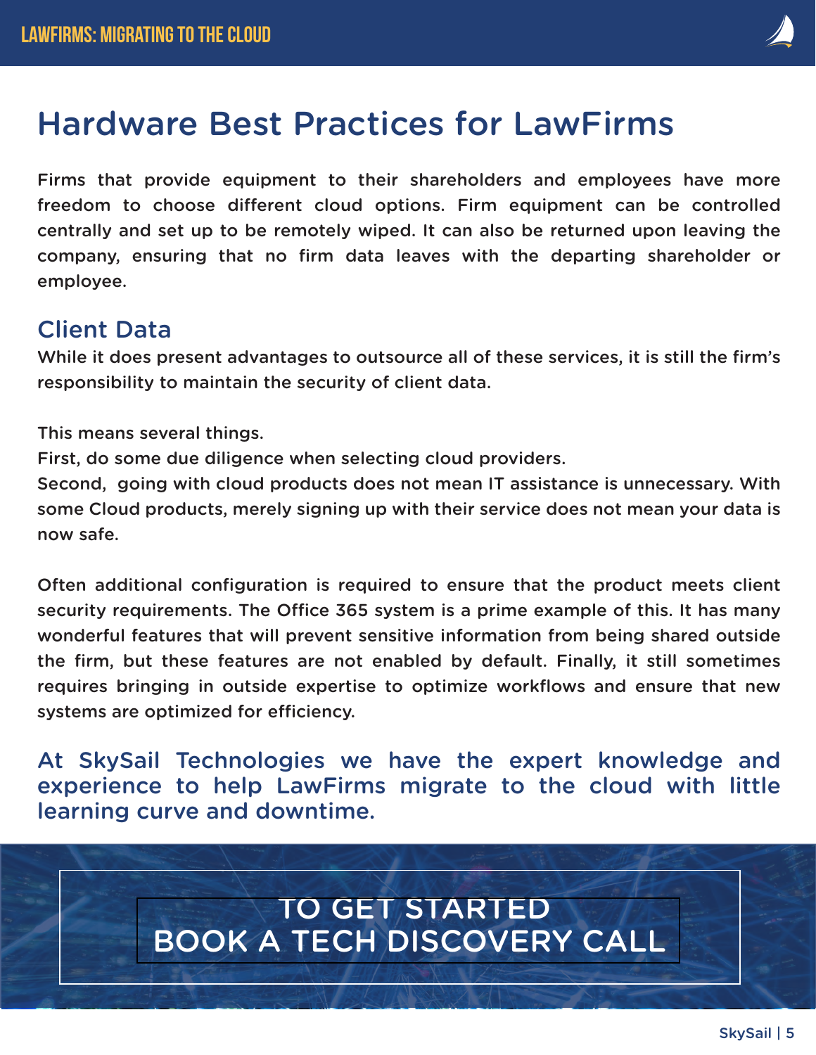# Hardware Best Practices for LawFirms

Firms that provide equipment to their shareholders and employees have more freedom to choose different cloud options. Firm equipment can be controlled centrally and set up to be remotely wiped. It can also be returned upon leaving the company, ensuring that no firm data leaves with the departing shareholder or employee.

## Client Data

While it does present advantages to outsource all of these services, it is still the firm's responsibility to maintain the security of client data.

This means several things.
First, do some due diligence when selecting cloud providers.
Second, going with cloud products does not mean IT assistance is unnecessary. With some Cloud products, merely signing up with their service does not mean your data is now safe.

Often additional configuration is required to ensure that the product meets client security requirements. The Office 365 system is a prime example of this. It has many wonderful features that will prevent sensitive information from being shared outside the firm, but these features are not enabled by default. Finally, it still sometimes requires bringing in outside expertise to optimize workflows and ensure that new systems are optimized for efficiency.

At SkySail Technologies we have the expert knowledge and experience to help LawFirms migrate to the cloud with little learning curve and downtime.

TO GET STARTED
BOOK A TECH DISCOVERY CALL